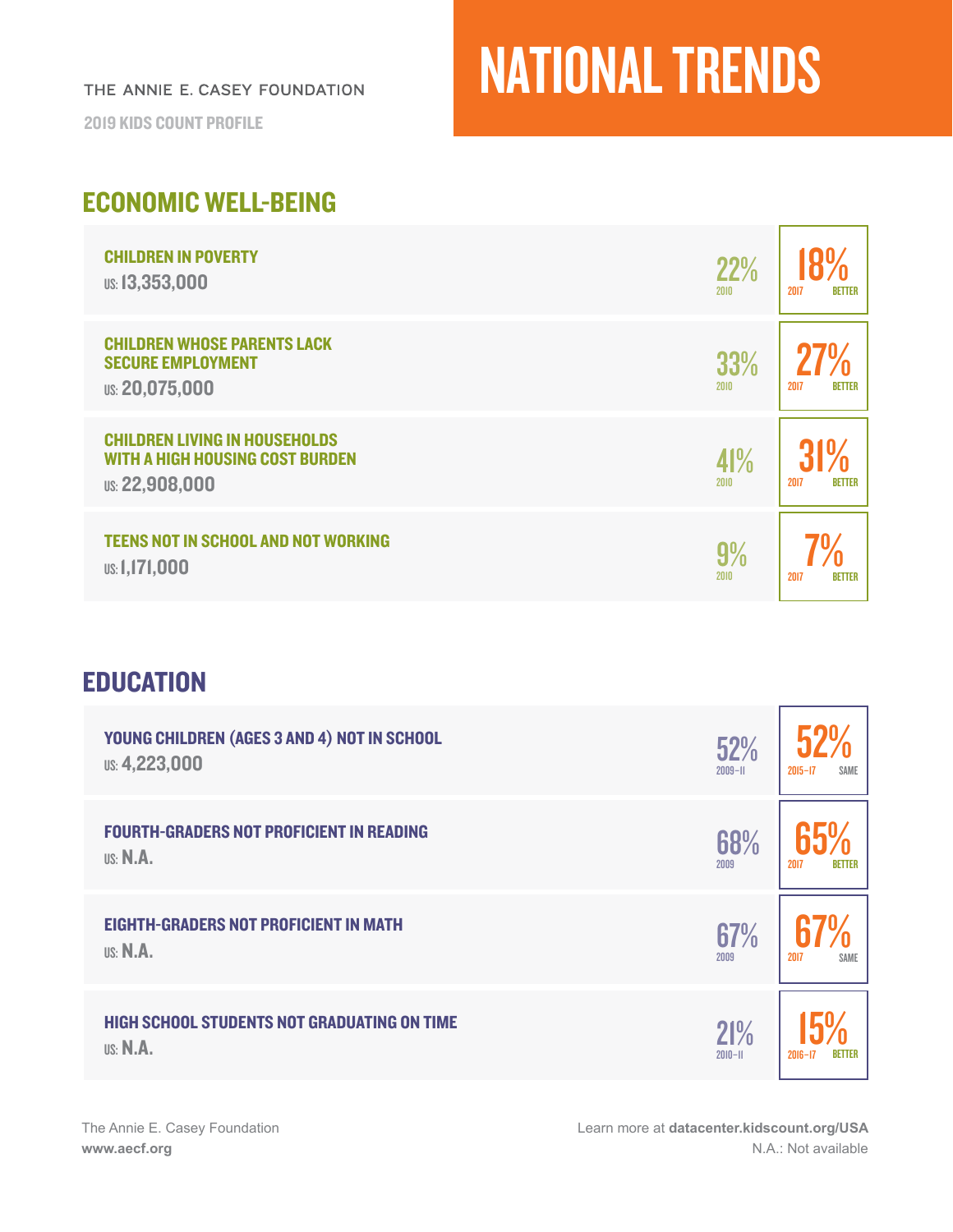THE ANNIE E. CASEY FOUNDATION

2019 KIDS COUNT PROFILE

# NATIONAL TRENDS

## ECONOMIC WELL-BEING

| Indicator | US | Earlier | Latest | Trend |
|---|---|---|---|---|
| CHILDREN IN POVERTY | 13,353,000 | 22% (2010) | 18% (2017) | BETTER |
| CHILDREN WHOSE PARENTS LACK SECURE EMPLOYMENT | 20,075,000 | 33% (2010) | 27% (2017) | BETTER |
| CHILDREN LIVING IN HOUSEHOLDS WITH A HIGH HOUSING COST BURDEN | 22,908,000 | 41% (2010) | 31% (2017) | BETTER |
| TEENS NOT IN SCHOOL AND NOT WORKING | 1,171,000 | 9% (2010) | 7% (2017) | BETTER |

## EDUCATION

| Indicator | US | Earlier | Latest | Trend |
|---|---|---|---|---|
| YOUNG CHILDREN (AGES 3 AND 4) NOT IN SCHOOL | 4,223,000 | 52% (2009–11) | 52% (2015–17) | SAME |
| FOURTH-GRADERS NOT PROFICIENT IN READING | N.A. | 68% (2009) | 65% (2017) | BETTER |
| EIGHTH-GRADERS NOT PROFICIENT IN MATH | N.A. | 67% (2009) | 67% (2017) | SAME |
| HIGH SCHOOL STUDENTS NOT GRADUATING ON TIME | N.A. | 21% (2010–11) | 15% (2016–17) | BETTER |

The Annie E. Casey Foundation
**www.aecf.org**

Learn more at **datacenter.kidscount.org/USA**
N.A.: Not available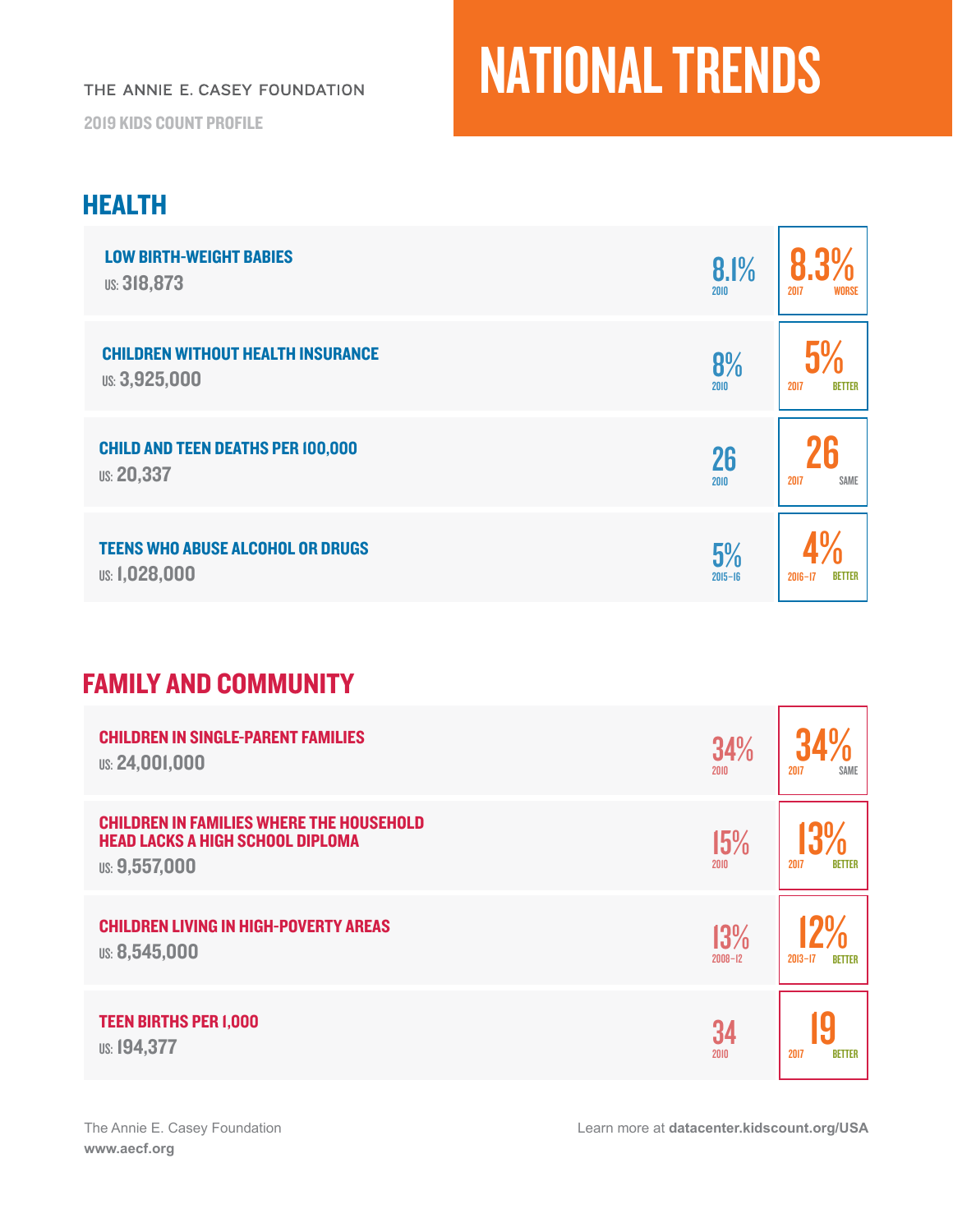THE ANNIE E. CASEY FOUNDATION

2019 KIDS COUNT PROFILE

# NATIONAL TRENDS

## HEALTH

| Indicator | Earlier | Latest | Trend |
|---|---|---|---|
| **LOW BIRTH-WEIGHT BABIES**<br>US: 318,873 | 8.1% (2010) | 8.3% (2017) | WORSE |
| **CHILDREN WITHOUT HEALTH INSURANCE**<br>US: 3,925,000 | 8% (2010) | 5% (2017) | BETTER |
| **CHILD AND TEEN DEATHS PER 100,000**<br>US: 20,337 | 26 (2010) | 26 (2017) | SAME |
| **TEENS WHO ABUSE ALCOHOL OR DRUGS**<br>US: 1,028,000 | 5% (2015–16) | 4% (2016–17) | BETTER |

## FAMILY AND COMMUNITY

| Indicator | Earlier | Latest | Trend |
|---|---|---|---|
| **CHILDREN IN SINGLE-PARENT FAMILIES**<br>US: 24,001,000 | 34% (2010) | 34% (2017) | SAME |
| **CHILDREN IN FAMILIES WHERE THE HOUSEHOLD HEAD LACKS A HIGH SCHOOL DIPLOMA**<br>US: 9,557,000 | 15% (2010) | 13% (2017) | BETTER |
| **CHILDREN LIVING IN HIGH-POVERTY AREAS**<br>US: 8,545,000 | 13% (2008–12) | 12% (2013–17) | BETTER |
| **TEEN BIRTHS PER 1,000**<br>US: 194,377 | 34 (2010) | 19 (2017) | BETTER |

The Annie E. Casey Foundation
**www.aecf.org**

Learn more at **datacenter.kidscount.org/USA**